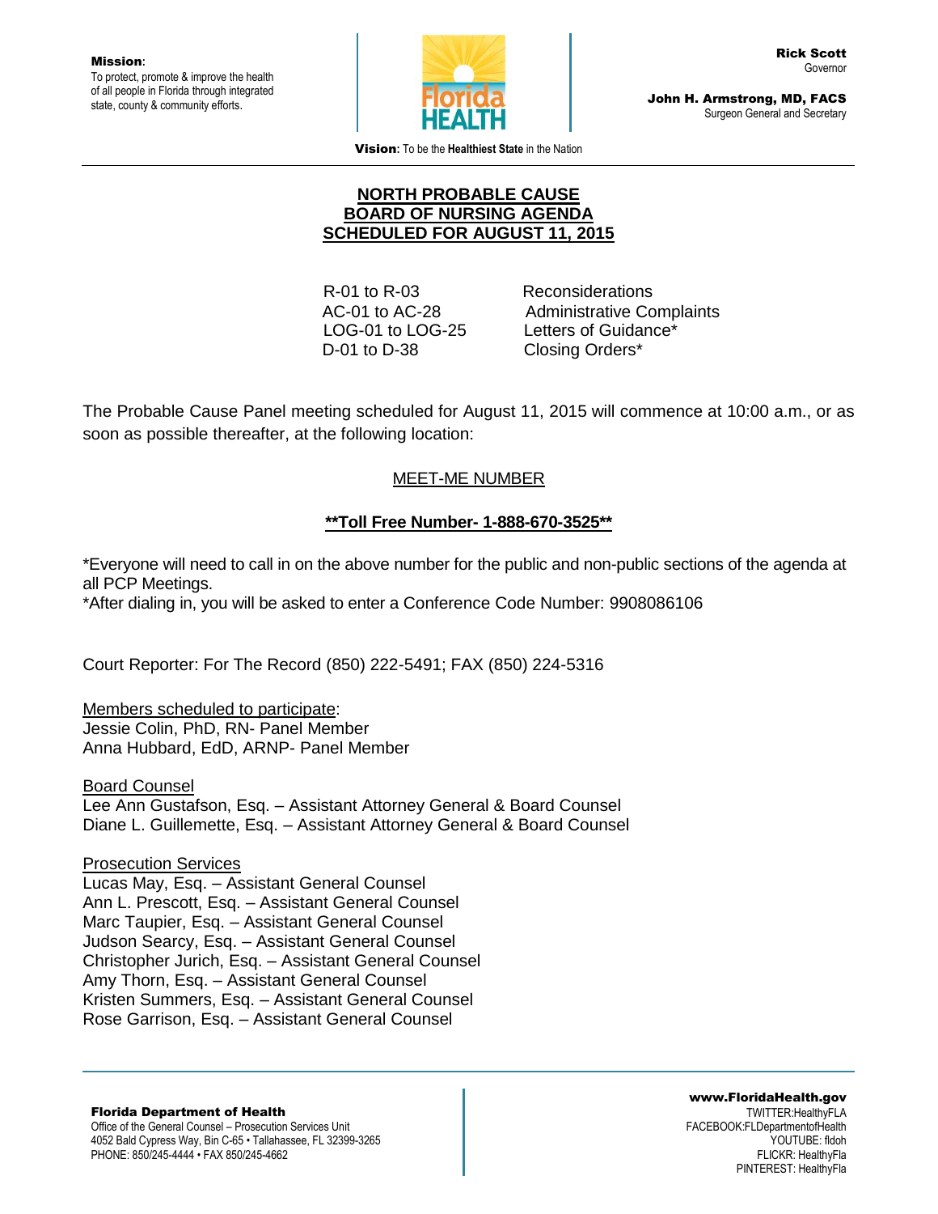**Mission**:
To protect, promote & improve the health of all people in Florida through integrated state, county & community efforts.

**Rick Scott**
Governor

**John H. Armstrong, MD, FACS**
Surgeon General and Secretary

**Vision:** To be the **Healthiest State** in the Nation

---

# NORTH PROBABLE CAUSE BOARD OF NURSING AGENDA SCHEDULED FOR AUGUST 11, 2015

| | |
|---|---|
| R-01 to R-03 | Reconsiderations |
| AC-01 to AC-28 | Administrative Complaints |
| LOG-01 to LOG-25 | Letters of Guidance* |
| D-01 to D-38 | Closing Orders* |

The Probable Cause Panel meeting scheduled for August 11, 2015 will commence at 10:00 a.m., or as soon as possible thereafter, at the following location:

<u>MEET-ME NUMBER</u>

**<u>**Toll Free Number- 1-888-670-3525**</u>**

*Everyone will need to call in on the above number for the public and non-public sections of the agenda at all PCP Meetings.
*After dialing in, you will be asked to enter a Conference Code Number: 9908086106

Court Reporter: For The Record (850) 222-5491; FAX (850) 224-5316

<u>Members scheduled to participate</u>:
Jessie Colin, PhD, RN- Panel Member
Anna Hubbard, EdD, ARNP- Panel Member

<u>Board Counsel</u>
Lee Ann Gustafson, Esq. – Assistant Attorney General & Board Counsel
Diane L. Guillemette, Esq. – Assistant Attorney General & Board Counsel

<u>Prosecution Services</u>
Lucas May, Esq. – Assistant General Counsel
Ann L. Prescott, Esq. – Assistant General Counsel
Marc Taupier, Esq. – Assistant General Counsel
Judson Searcy, Esq. – Assistant General Counsel
Christopher Jurich, Esq. – Assistant General Counsel
Amy Thorn, Esq. – Assistant General Counsel
Kristen Summers, Esq. – Assistant General Counsel
Rose Garrison, Esq. – Assistant General Counsel

---

**Florida Department of Health**
Office of the General Counsel – Prosecution Services Unit
4052 Bald Cypress Way, Bin C-65 • Tallahassee, FL 32399-3265
PHONE: 850/245-4444 • FAX 850/245-4662

**www.FloridaHealth.gov**
TWITTER:HealthyFLA
FACEBOOK:FLDepartmentofHealth
YOUTUBE: fldoh
FLICKR: HealthyFla
PINTEREST: HealthyFla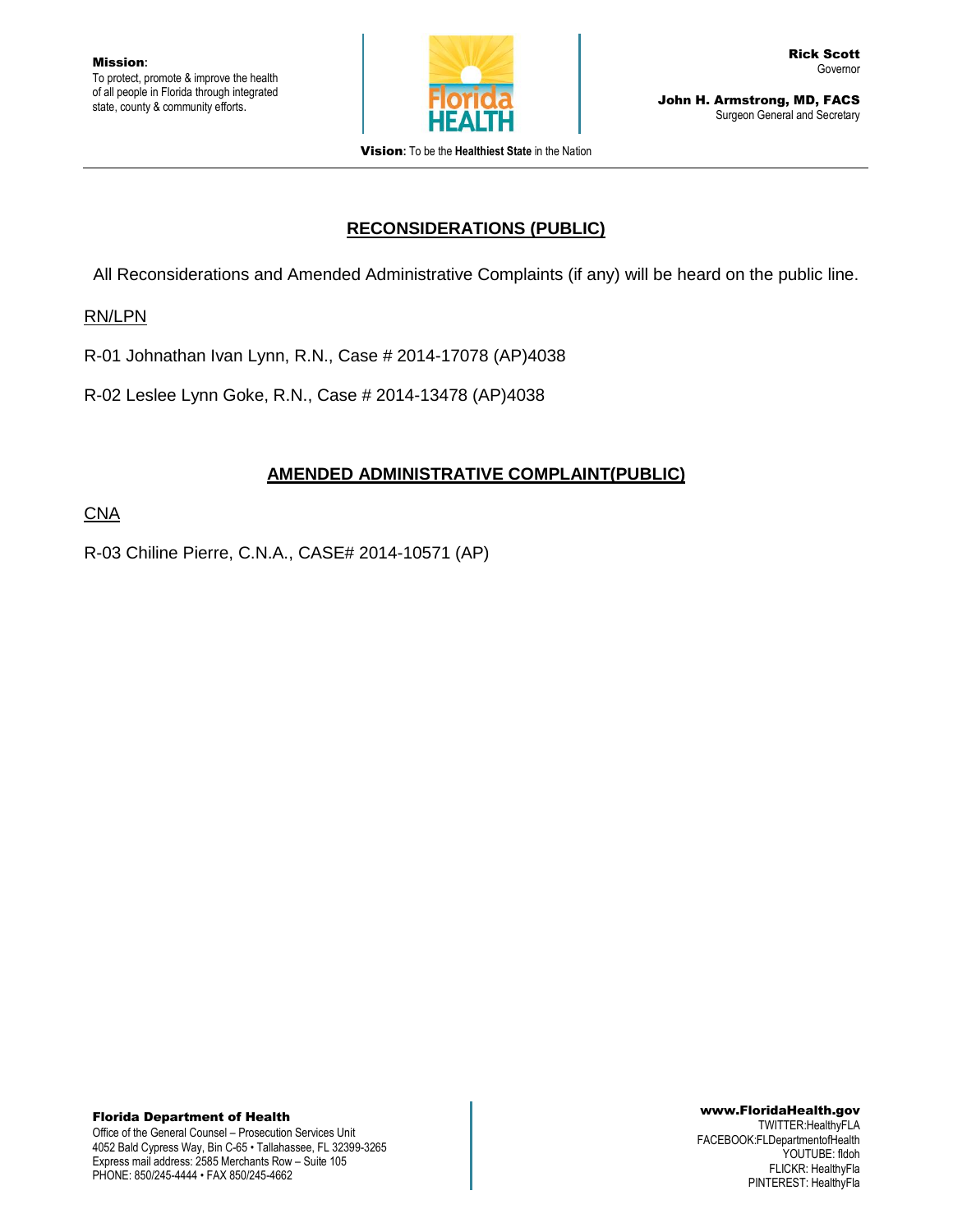**Mission**:
To protect, promote & improve the health of all people in Florida through integrated state, county & community efforts.

**Rick Scott**
Governor

**John H. Armstrong, MD, FACS**
Surgeon General and Secretary

**Vision:** To be the **Healthiest State** in the Nation

## RECONSIDERATIONS (PUBLIC)

All Reconsiderations and Amended Administrative Complaints (if any) will be heard on the public line.

RN/LPN

R-01 Johnathan Ivan Lynn, R.N., Case # 2014-17078 (AP)4038

R-02 Leslee Lynn Goke, R.N., Case # 2014-13478 (AP)4038

## AMENDED ADMINISTRATIVE COMPLAINT(PUBLIC)

CNA

R-03 Chiline Pierre, C.N.A., CASE# 2014-10571 (AP)

**Florida Department of Health**
Office of the General Counsel – Prosecution Services Unit
4052 Bald Cypress Way, Bin C-65 • Tallahassee, FL 32399-3265
Express mail address: 2585 Merchants Row – Suite 105
PHONE: 850/245-4444 • FAX 850/245-4662

**www.FloridaHealth.gov**
TWITTER:HealthyFLA
FACEBOOK:FLDepartmentofHealth
YOUTUBE: fldoh
FLICKR: HealthyFla
PINTEREST: HealthyFla